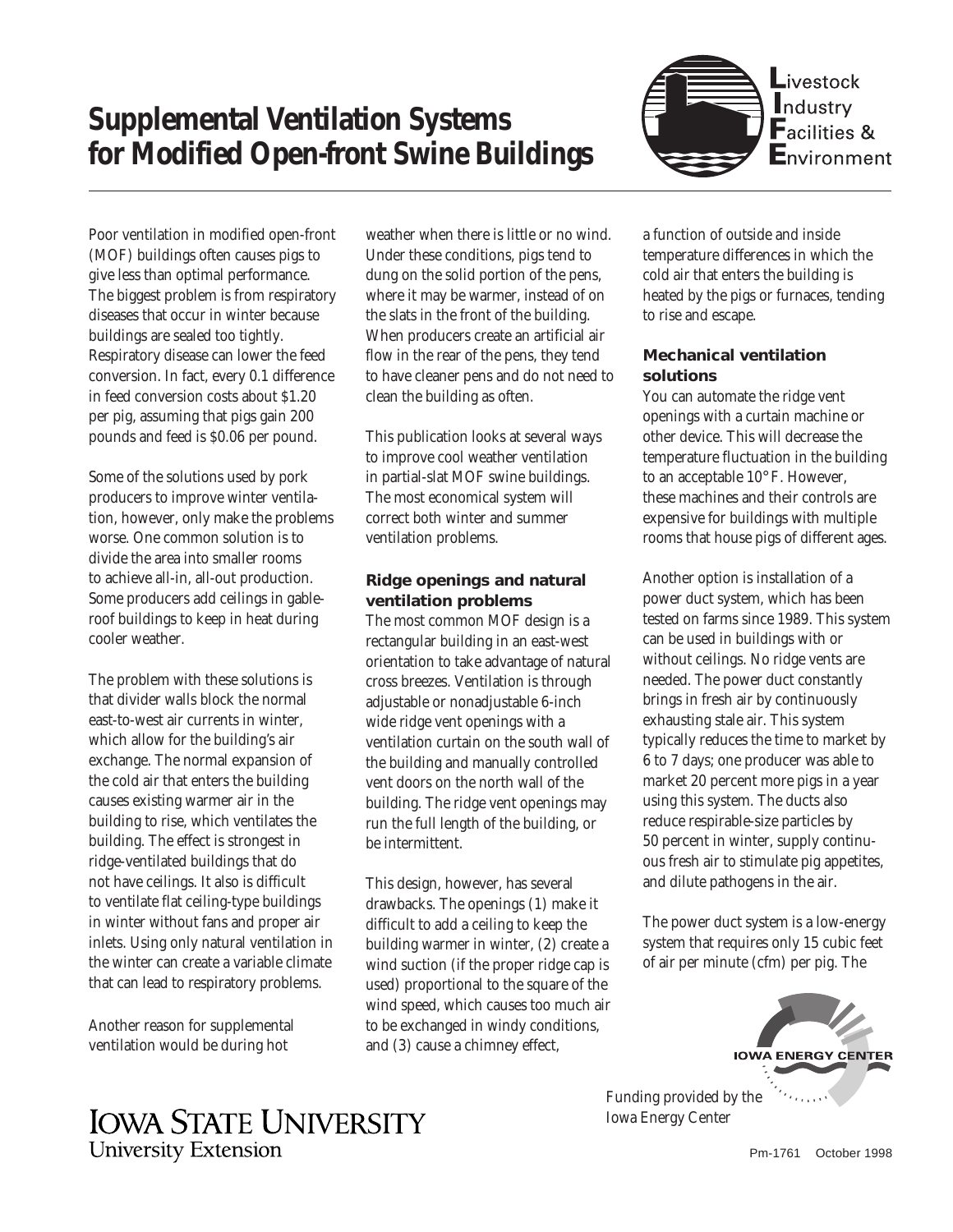# Supplemental Ventilation Systems for Modified Open-front Swine Buildings

Livestock Industry Facilities & Environment

Poor ventilation in modified open-front (MOF) buildings often causes pigs to give less than optimal performance. The biggest problem is from respiratory diseases that occur in winter because buildings are sealed too tightly. Respiratory disease can lower the feed conversion. In fact, every 0.1 difference in feed conversion costs about $1.20 per pig, assuming that pigs gain 200 pounds and feed is $0.06 per pound.

Some of the solutions used by pork producers to improve winter ventilation, however, only make the problems worse. One common solution is to divide the area into smaller rooms to achieve all-in, all-out production. Some producers add ceilings in gable-roof buildings to keep in heat during cooler weather.

The problem with these solutions is that divider walls block the normal east-to-west air currents in winter, which allow for the building's air exchange. The normal expansion of the cold air that enters the building causes existing warmer air in the building to rise, which ventilates the building. The effect is strongest in ridge-ventilated buildings that do not have ceilings. It also is difficult to ventilate flat ceiling-type buildings in winter without fans and proper air inlets. Using only natural ventilation in the winter can create a variable climate that can lead to respiratory problems.

Another reason for supplemental ventilation would be during hot weather when there is little or no wind. Under these conditions, pigs tend to dung on the solid portion of the pens, where it may be warmer, instead of on the slats in the front of the building. When producers create an artificial air flow in the rear of the pens, they tend to have cleaner pens and do not need to clean the building as often.

This publication looks at several ways to improve cool weather ventilation in partial-slat MOF swine buildings. The most economical system will correct both winter and summer ventilation problems.

### Ridge openings and natural ventilation problems

The most common MOF design is a rectangular building in an east-west orientation to take advantage of natural cross breezes. Ventilation is through adjustable or nonadjustable 6-inch wide ridge vent openings with a ventilation curtain on the south wall of the building and manually controlled vent doors on the north wall of the building. The ridge vent openings may run the full length of the building, or be intermittent.

This design, however, has several drawbacks. The openings (1) make it difficult to add a ceiling to keep the building warmer in winter, (2) create a wind suction (if the proper ridge cap is used) proportional to the square of the wind speed, which causes too much air to be exchanged in windy conditions, and (3) cause a chimney effect, a function of outside and inside temperature differences in which the cold air that enters the building is heated by the pigs or furnaces, tending to rise and escape.

### Mechanical ventilation solutions

You can automate the ridge vent openings with a curtain machine or other device. This will decrease the temperature fluctuation in the building to an acceptable 10°F. However, these machines and their controls are expensive for buildings with multiple rooms that house pigs of different ages.

Another option is installation of a power duct system, which has been tested on farms since 1989. This system can be used in buildings with or without ceilings. No ridge vents are needed. The power duct constantly brings in fresh air by continuously exhausting stale air. This system typically reduces the time to market by 6 to 7 days; one producer was able to market 20 percent more pigs in a year using this system. The ducts also reduce respirable-size particles by 50 percent in winter, supply continuous fresh air to stimulate pig appetites, and dilute pathogens in the air.

The power duct system is a low-energy system that requires only 15 cubic feet of air per minute (cfm) per pig. The

IOWA ENERGY CENTER

Funding provided by the Iowa Energy Center

IOWA STATE UNIVERSITY
University Extension

Pm-1761 October 1998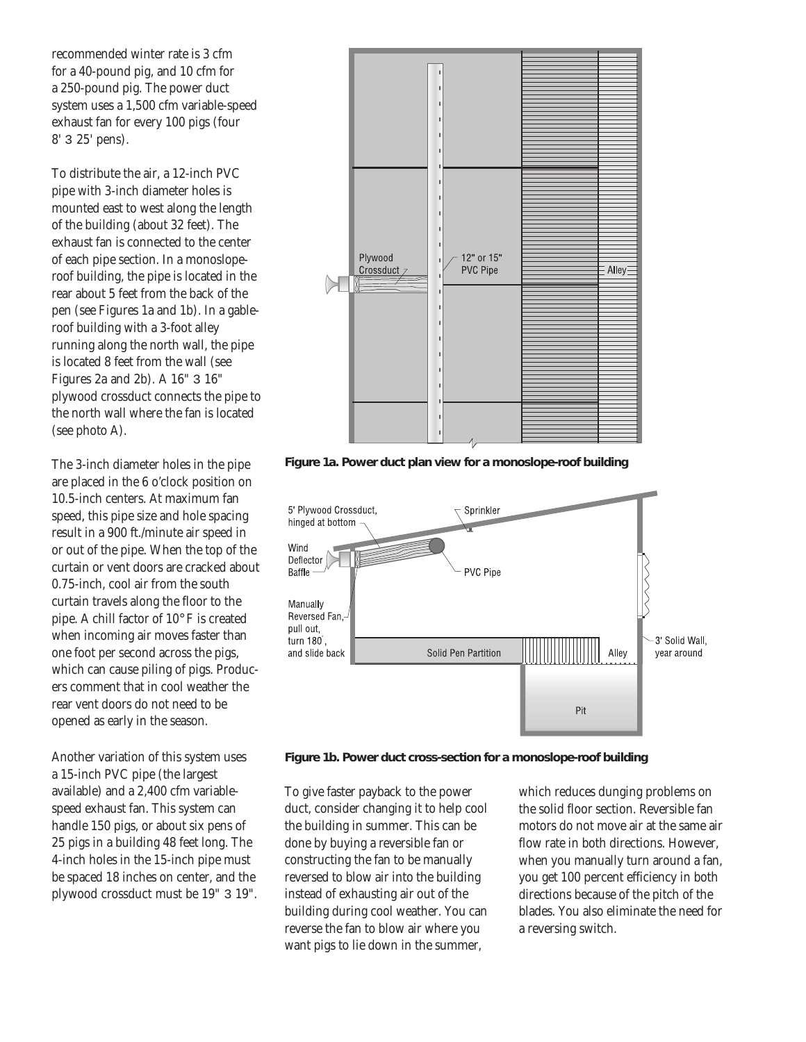recommended winter rate is 3 cfm for a 40-pound pig, and 10 cfm for a 250-pound pig. The power duct system uses a 1,500 cfm variable-speed exhaust fan for every 100 pigs (four 8' 3 25' pens).

To distribute the air, a 12-inch PVC pipe with 3-inch diameter holes is mounted east to west along the length of the building (about 32 feet). The exhaust fan is connected to the center of each pipe section. In a monoslope-roof building, the pipe is located in the rear about 5 feet from the back of the pen (see Figures 1a and 1b). In a gable-roof building with a 3-foot alley running along the north wall, the pipe is located 8 feet from the wall (see Figures 2a and 2b). A 16" 3 16" plywood crossduct connects the pipe to the north wall where the fan is located (see photo A).

The 3-inch diameter holes in the pipe are placed in the 6 o'clock position on 10.5-inch centers. At maximum fan speed, this pipe size and hole spacing result in a 900 ft./minute air speed in or out of the pipe. When the top of the curtain or vent doors are cracked about 0.75-inch, cool air from the south curtain travels along the floor to the pipe. A chill factor of 10° F is created when incoming air moves faster than one foot per second across the pigs, which can cause piling of pigs. Producers comment that in cool weather the rear vent doors do not need to be opened as early in the season.

Another variation of this system uses a 15-inch PVC pipe (the largest available) and a 2,400 cfm variable-speed exhaust fan. This system can handle 150 pigs, or about six pens of 25 pigs in a building 48 feet long. The 4-inch holes in the 15-inch pipe must be spaced 18 inches on center, and the plywood crossduct must be 19" 3 19".

**Figure 1a. Power duct plan view for a monoslope-roof building**

**Figure 1b. Power duct cross-section for a monoslope-roof building**

To give faster payback to the power duct, consider changing it to help cool the building in summer. This can be done by buying a reversible fan or constructing the fan to be manually reversed to blow air into the building instead of exhausting air out of the building during cool weather. You can reverse the fan to blow air where you want pigs to lie down in the summer, which reduces dunging problems on the solid floor section. Reversible fan motors do not move air at the same air flow rate in both directions. However, when you manually turn around a fan, you get 100 percent efficiency in both directions because of the pitch of the blades. You also eliminate the need for a reversing switch.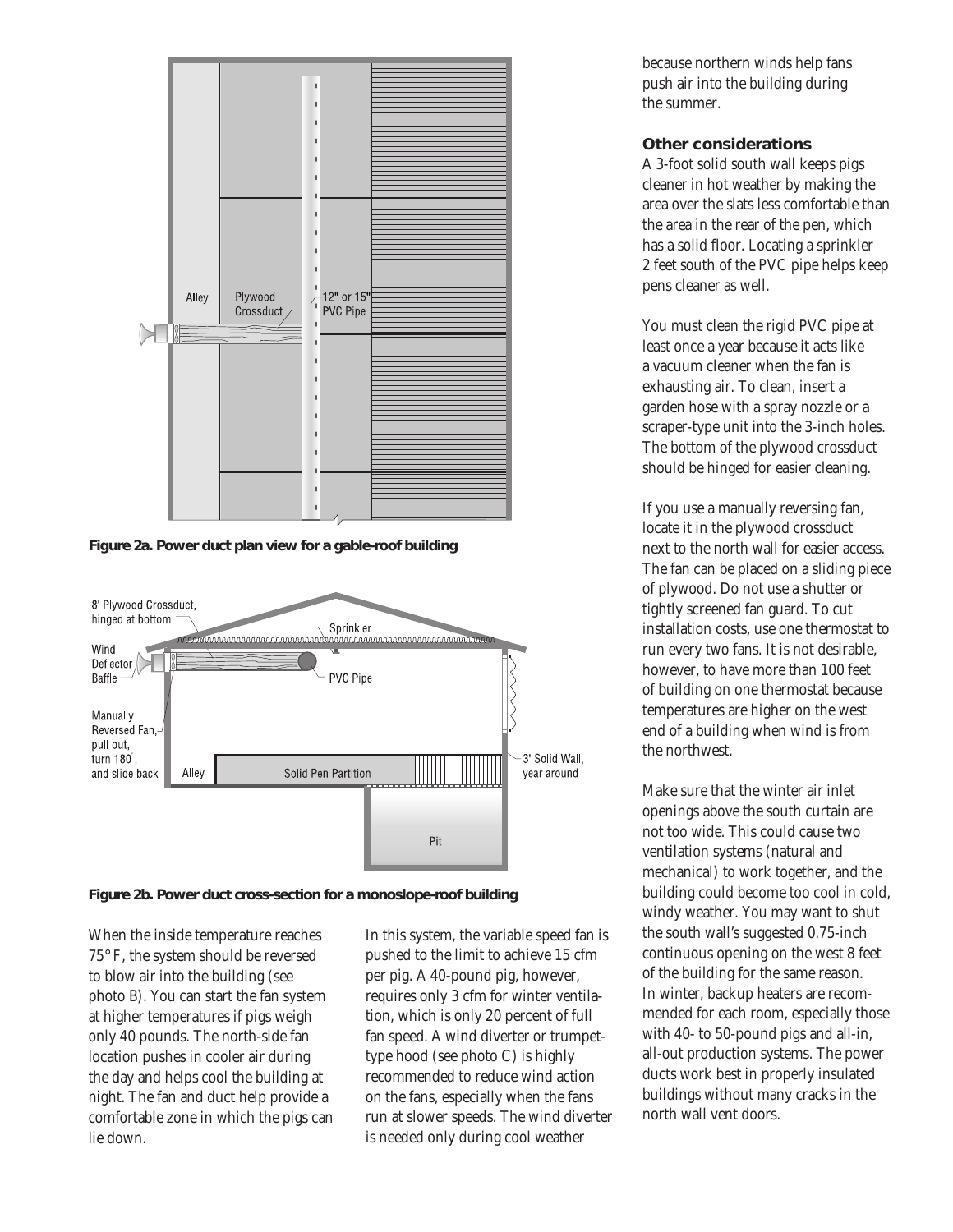**Figure 2a. Power duct plan view for a gable-roof building**

**Figure 2b. Power duct cross-section for a monoslope-roof building**

When the inside temperature reaches 75° F, the system should be reversed to blow air into the building (see photo B). You can start the fan system at higher temperatures if pigs weigh only 40 pounds. The north-side fan location pushes in cooler air during the day and helps cool the building at night. The fan and duct help provide a comfortable zone in which the pigs can lie down.

In this system, the variable speed fan is pushed to the limit to achieve 15 cfm per pig. A 40-pound pig, however, requires only 3 cfm for winter ventilation, which is only 20 percent of full fan speed. A wind diverter or trumpet-type hood (see photo C) is highly recommended to reduce wind action on the fans, especially when the fans run at slower speeds. The wind diverter is needed only during cool weather because northern winds help fans push air into the building during the summer.

### Other considerations

A 3-foot solid south wall keeps pigs cleaner in hot weather by making the area over the slats less comfortable than the area in the rear of the pen, which has a solid floor. Locating a sprinkler 2 feet south of the PVC pipe helps keep pens cleaner as well.

You must clean the rigid PVC pipe at least once a year because it acts like a vacuum cleaner when the fan is exhausting air. To clean, insert a garden hose with a spray nozzle or a scraper-type unit into the 3-inch holes. The bottom of the plywood crossduct should be hinged for easier cleaning.

If you use a manually reversing fan, locate it in the plywood crossduct next to the north wall for easier access. The fan can be placed on a sliding piece of plywood. Do not use a shutter or tightly screened fan guard. To cut installation costs, use one thermostat to run every two fans. It is not desirable, however, to have more than 100 feet of building on one thermostat because temperatures are higher on the west end of a building when wind is from the northwest.

Make sure that the winter air inlet openings above the south curtain are not too wide. This could cause two ventilation systems (natural and mechanical) to work together, and the building could become too cool in cold, windy weather. You may want to shut the south wall's suggested 0.75-inch continuous opening on the west 8 feet of the building for the same reason. In winter, backup heaters are recommended for each room, especially those with 40- to 50-pound pigs and all-in, all-out production systems. The power ducts work best in properly insulated buildings without many cracks in the north wall vent doors.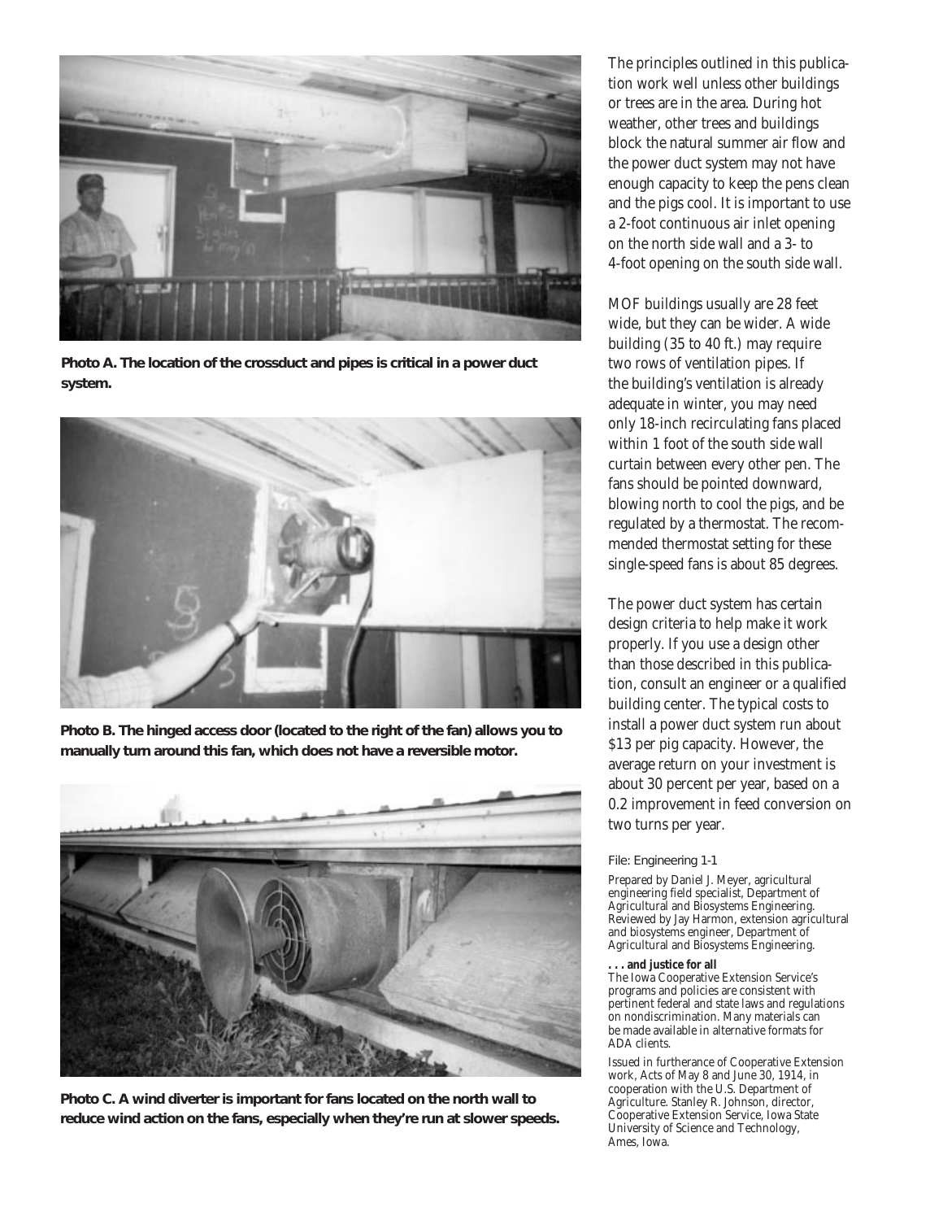**Photo A. The location of the crossduct and pipes is critical in a power duct system.**

**Photo B. The hinged access door (located to the right of the fan) allows you to manually turn around this fan, which does not have a reversible motor.**

**Photo C. A wind diverter is important for fans located on the north wall to reduce wind action on the fans, especially when they're run at slower speeds.**

The principles outlined in this publication work well unless other buildings or trees are in the area. During hot weather, other trees and buildings block the natural summer air flow and the power duct system may not have enough capacity to keep the pens clean and the pigs cool. It is important to use a 2-foot continuous air inlet opening on the north side wall and a 3- to 4-foot opening on the south side wall.

MOF buildings usually are 28 feet wide, but they can be wider. A wide building (35 to 40 ft.) may require two rows of ventilation pipes. If the building's ventilation is already adequate in winter, you may need only 18-inch recirculating fans placed within 1 foot of the south side wall curtain between every other pen. The fans should be pointed downward, blowing north to cool the pigs, and be regulated by a thermostat. The recommended thermostat setting for these single-speed fans is about 85 degrees.

The power duct system has certain design criteria to help make it work properly. If you use a design other than those described in this publication, consult an engineer or a qualified building center. The typical costs to install a power duct system run about $13 per pig capacity. However, the average return on your investment is about 30 percent per year, based on a 0.2 improvement in feed conversion on two turns per year.

File: Engineering 1-1

Prepared by Daniel J. Meyer, agricultural engineering field specialist, Department of Agricultural and Biosystems Engineering. Reviewed by Jay Harmon, extension agricultural and biosystems engineer, Department of Agricultural and Biosystems Engineering.

**. . . and justice for all**
The Iowa Cooperative Extension Service's programs and policies are consistent with pertinent federal and state laws and regulations on nondiscrimination. Many materials can be made available in alternative formats for ADA clients.

Issued in furtherance of Cooperative Extension work, Acts of May 8 and June 30, 1914, in cooperation with the U.S. Department of Agriculture. Stanley R. Johnson, director, Cooperative Extension Service, Iowa State University of Science and Technology, Ames, Iowa.